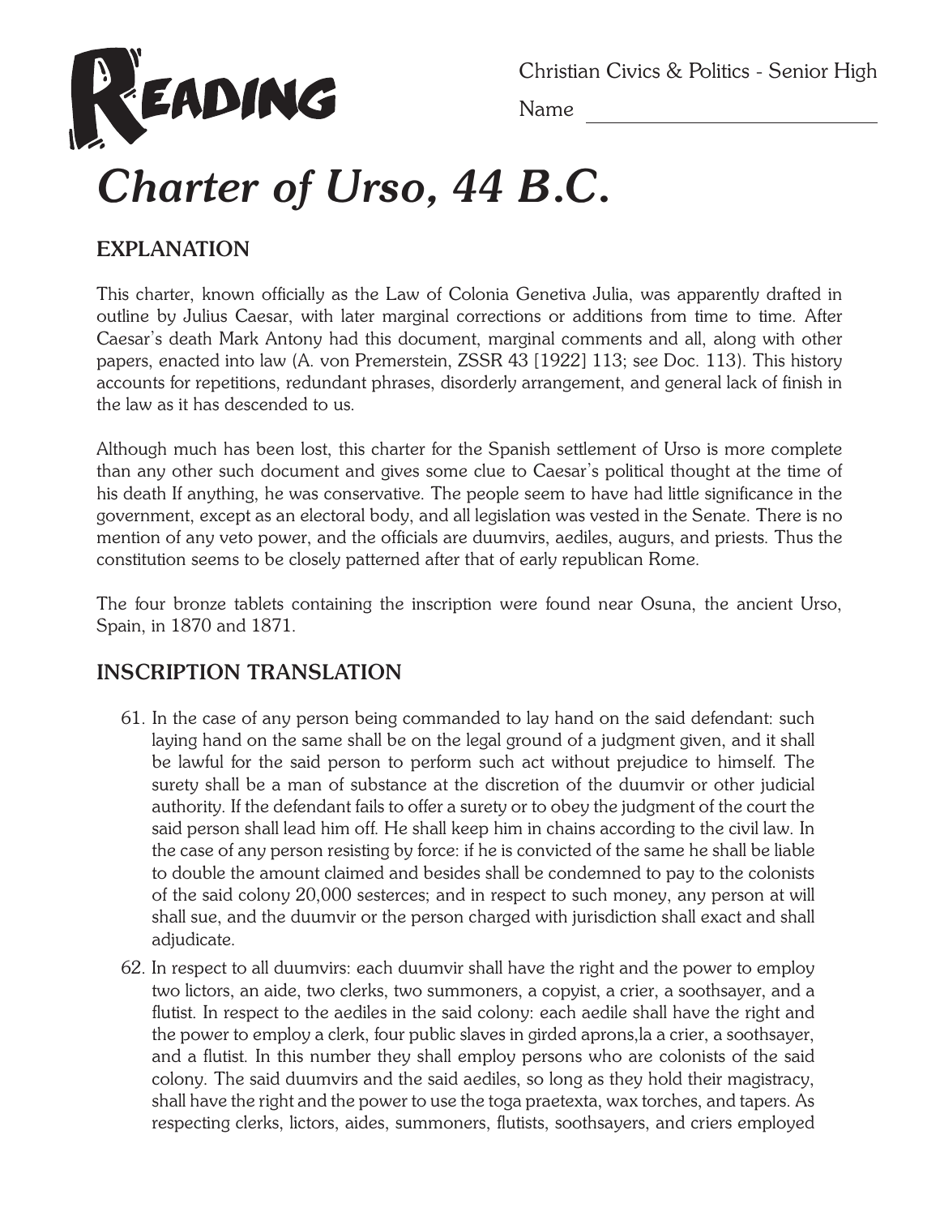# READING

Christian Civics & Politics - Senior High

Name ______________________________

# *Charter of Urso, 44 B.C.*

## EXPLANATION

This charter, known officially as the Law of Colonia Genetiva Julia, was apparently drafted in outline by Julius Caesar, with later marginal corrections or additions from time to time. After Caesar's death Mark Antony had this document, marginal comments and all, along with other papers, enacted into law (A. von Premerstein, ZSSR 43 [1922] 113; see Doc. 113). This history accounts for repetitions, redundant phrases, disorderly arrangement, and general lack of finish in the law as it has descended to us.

Although much has been lost, this charter for the Spanish settlement of Urso is more complete than any other such document and gives some clue to Caesar's political thought at the time of his death If anything, he was conservative. The people seem to have had little significance in the government, except as an electoral body, and all legislation was vested in the Senate. There is no mention of any veto power, and the officials are duumvirs, aediles, augurs, and priests. Thus the constitution seems to be closely patterned after that of early republican Rome.

The four bronze tablets containing the inscription were found near Osuna, the ancient Urso, Spain, in 1870 and 1871.

## INSCRIPTION TRANSLATION

61. In the case of any person being commanded to lay hand on the said defendant: such laying hand on the same shall be on the legal ground of a judgment given, and it shall be lawful for the said person to perform such act without prejudice to himself. The surety shall be a man of substance at the discretion of the duumvir or other judicial authority. If the defendant fails to offer a surety or to obey the judgment of the court the said person shall lead him off. He shall keep him in chains according to the civil law. In the case of any person resisting by force: if he is convicted of the same he shall be liable to double the amount claimed and besides shall be condemned to pay to the colonists of the said colony 20,000 sesterces; and in respect to such money, any person at will shall sue, and the duumvir or the person charged with jurisdiction shall exact and shall adjudicate.

62. In respect to all duumvirs: each duumvir shall have the right and the power to employ two lictors, an aide, two clerks, two summoners, a copyist, a crier, a soothsayer, and a flutist. In respect to the aediles in the said colony: each aedile shall have the right and the power to employ a clerk, four public slaves in girded aprons,la a crier, a soothsayer, and a flutist. In this number they shall employ persons who are colonists of the said colony. The said duumvirs and the said aediles, so long as they hold their magistracy, shall have the right and the power to use the toga praetexta, wax torches, and tapers. As respecting clerks, lictors, aides, summoners, flutists, soothsayers, and criers employed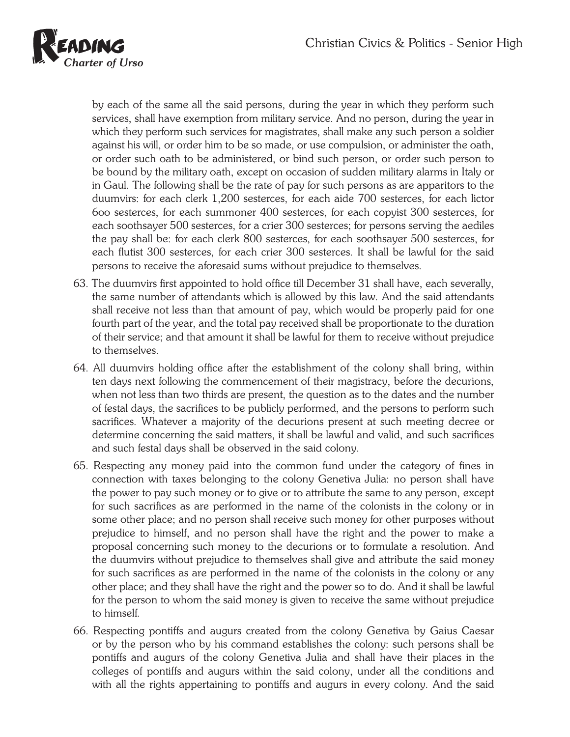by each of the same all the said persons, during the year in which they perform such services, shall have exemption from military service. And no person, during the year in which they perform such services for magistrates, shall make any such person a soldier against his will, or order him to be so made, or use compulsion, or administer the oath, or order such oath to be administered, or bind such person, or order such person to be bound by the military oath, except on occasion of sudden military alarms in Italy or in Gaul. The following shall be the rate of pay for such persons as are apparitors to the duumvirs: for each clerk 1,200 sesterces, for each aide 700 sesterces, for each lictor 600 sesterces, for each summoner 400 sesterces, for each copyist 300 sesterces, for each soothsayer 500 sesterces, for a crier 300 sesterces; for persons serving the aediles the pay shall be: for each clerk 800 sesterces, for each soothsayer 500 sesterces, for each flutist 300 sesterces, for each crier 300 sesterces. It shall be lawful for the said persons to receive the aforesaid sums without prejudice to themselves.

63. The duumvirs first appointed to hold office till December 31 shall have, each severally, the same number of attendants which is allowed by this law. And the said attendants shall receive not less than that amount of pay, which would be properly paid for one fourth part of the year, and the total pay received shall be proportionate to the duration of their service; and that amount it shall be lawful for them to receive without prejudice to themselves.

64. All duumvirs holding office after the establishment of the colony shall bring, within ten days next following the commencement of their magistracy, before the decurions, when not less than two thirds are present, the question as to the dates and the number of festal days, the sacrifices to be publicly performed, and the persons to perform such sacrifices. Whatever a majority of the decurions present at such meeting decree or determine concerning the said matters, it shall be lawful and valid, and such sacrifices and such festal days shall be observed in the said colony.

65. Respecting any money paid into the common fund under the category of fines in connection with taxes belonging to the colony Genetiva Julia: no person shall have the power to pay such money or to give or to attribute the same to any person, except for such sacrifices as are performed in the name of the colonists in the colony or in some other place; and no person shall receive such money for other purposes without prejudice to himself, and no person shall have the right and the power to make a proposal concerning such money to the decurions or to formulate a resolution. And the duumvirs without prejudice to themselves shall give and attribute the said money for such sacrifices as are performed in the name of the colonists in the colony or any other place; and they shall have the right and the power so to do. And it shall be lawful for the person to whom the said money is given to receive the same without prejudice to himself.

66. Respecting pontiffs and augurs created from the colony Genetiva by Gaius Caesar or by the person who by his command establishes the colony: such persons shall be pontiffs and augurs of the colony Genetiva Julia and shall have their places in the colleges of pontiffs and augurs within the said colony, under all the conditions and with all the rights appertaining to pontiffs and augurs in every colony. And the said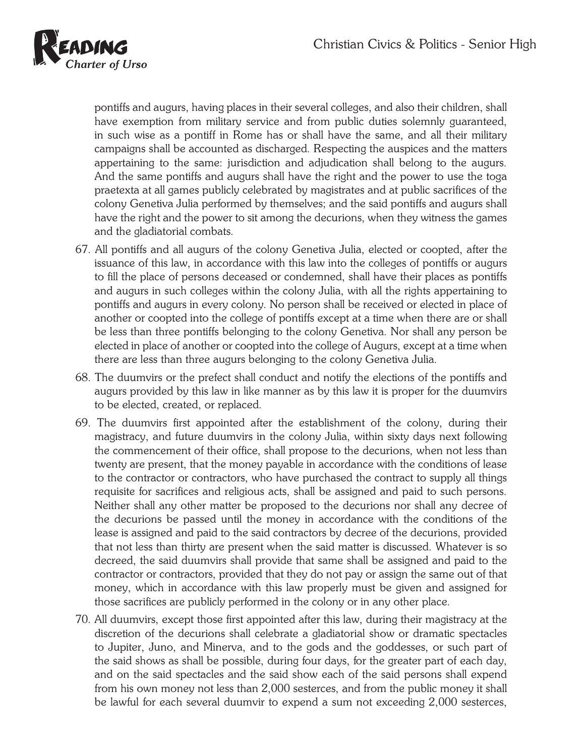pontiffs and augurs, having places in their several colleges, and also their children, shall have exemption from military service and from public duties solemnly guaranteed, in such wise as a pontiff in Rome has or shall have the same, and all their military campaigns shall be accounted as discharged. Respecting the auspices and the matters appertaining to the same: jurisdiction and adjudication shall belong to the augurs. And the same pontiffs and augurs shall have the right and the power to use the toga praetexta at all games publicly celebrated by magistrates and at public sacrifices of the colony Genetiva Julia performed by themselves; and the said pontiffs and augurs shall have the right and the power to sit among the decurions, when they witness the games and the gladiatorial combats.

67. All pontiffs and all augurs of the colony Genetiva Julia, elected or coopted, after the issuance of this law, in accordance with this law into the colleges of pontiffs or augurs to fill the place of persons deceased or condemned, shall have their places as pontiffs and augurs in such colleges within the colony Julia, with all the rights appertaining to pontiffs and augurs in every colony. No person shall be received or elected in place of another or coopted into the college of pontiffs except at a time when there are or shall be less than three pontiffs belonging to the colony Genetiva. Nor shall any person be elected in place of another or coopted into the college of Augurs, except at a time when there are less than three augurs belonging to the colony Genetiva Julia.

68. The duumvirs or the prefect shall conduct and notify the elections of the pontiffs and augurs provided by this law in like manner as by this law it is proper for the duumvirs to be elected, created, or replaced.

69. The duumvirs first appointed after the establishment of the colony, during their magistracy, and future duumvirs in the colony Julia, within sixty days next following the commencement of their office, shall propose to the decurions, when not less than twenty are present, that the money payable in accordance with the conditions of lease to the contractor or contractors, who have purchased the contract to supply all things requisite for sacrifices and religious acts, shall be assigned and paid to such persons. Neither shall any other matter be proposed to the decurions nor shall any decree of the decurions be passed until the money in accordance with the conditions of the lease is assigned and paid to the said contractors by decree of the decurions, provided that not less than thirty are present when the said matter is discussed. Whatever is so decreed, the said duumvirs shall provide that same shall be assigned and paid to the contractor or contractors, provided that they do not pay or assign the same out of that money, which in accordance with this law properly must be given and assigned for those sacrifices are publicly performed in the colony or in any other place.

70. All duumvirs, except those first appointed after this law, during their magistracy at the discretion of the decurions shall celebrate a gladiatorial show or dramatic spectacles to Jupiter, Juno, and Minerva, and to the gods and the goddesses, or such part of the said shows as shall be possible, during four days, for the greater part of each day, and on the said spectacles and the said show each of the said persons shall expend from his own money not less than 2,000 sesterces, and from the public money it shall be lawful for each several duumvir to expend a sum not exceeding 2,000 sesterces,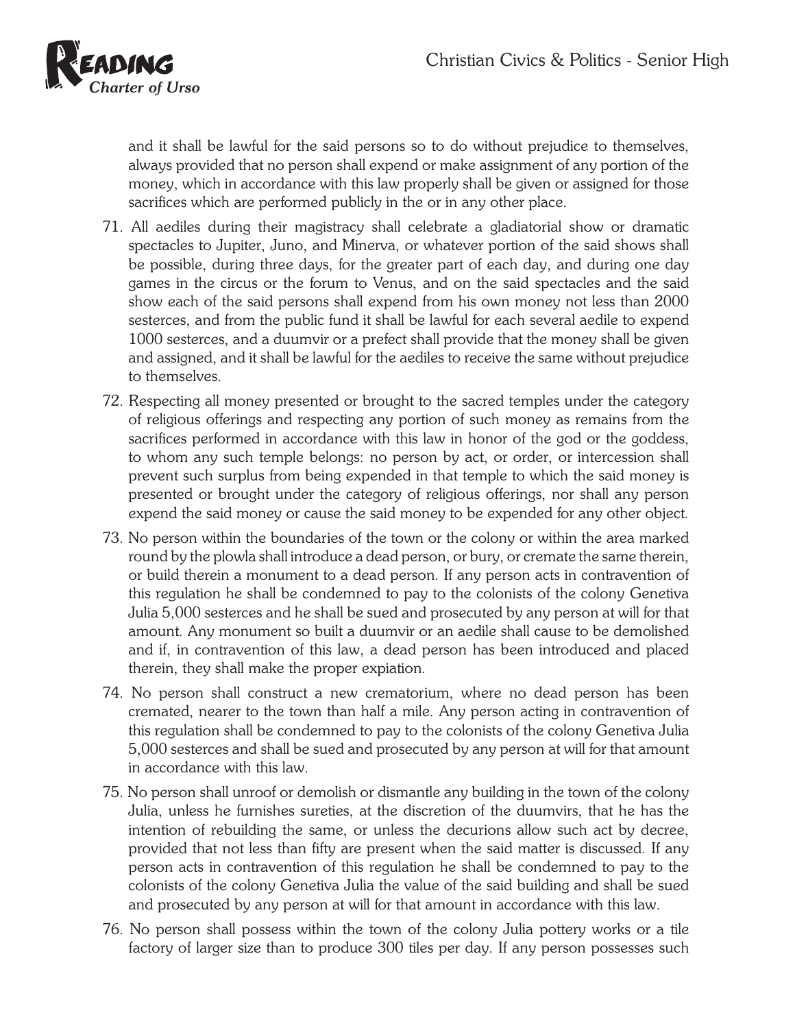and it shall be lawful for the said persons so to do without prejudice to themselves, always provided that no person shall expend or make assignment of any portion of the money, which in accordance with this law properly shall be given or assigned for those sacrifices which are performed publicly in the or in any other place.

71. All aediles during their magistracy shall celebrate a gladiatorial show or dramatic spectacles to Jupiter, Juno, and Minerva, or whatever portion of the said shows shall be possible, during three days, for the greater part of each day, and during one day games in the circus or the forum to Venus, and on the said spectacles and the said show each of the said persons shall expend from his own money not less than 2000 sesterces, and from the public fund it shall be lawful for each several aedile to expend 1000 sesterces, and a duumvir or a prefect shall provide that the money shall be given and assigned, and it shall be lawful for the aediles to receive the same without prejudice to themselves.

72. Respecting all money presented or brought to the sacred temples under the category of religious offerings and respecting any portion of such money as remains from the sacrifices performed in accordance with this law in honor of the god or the goddess, to whom any such temple belongs: no person by act, or order, or intercession shall prevent such surplus from being expended in that temple to which the said money is presented or brought under the category of religious offerings, nor shall any person expend the said money or cause the said money to be expended for any other object.

73. No person within the boundaries of the town or the colony or within the area marked round by the plowla shall introduce a dead person, or bury, or cremate the same therein, or build therein a monument to a dead person. If any person acts in contravention of this regulation he shall be condemned to pay to the colonists of the colony Genetiva Julia 5,000 sesterces and he shall be sued and prosecuted by any person at will for that amount. Any monument so built a duumvir or an aedile shall cause to be demolished and if, in contravention of this law, a dead person has been introduced and placed therein, they shall make the proper expiation.

74. No person shall construct a new crematorium, where no dead person has been cremated, nearer to the town than half a mile. Any person acting in contravention of this regulation shall be condemned to pay to the colonists of the colony Genetiva Julia 5,000 sesterces and shall be sued and prosecuted by any person at will for that amount in accordance with this law.

75. No person shall unroof or demolish or dismantle any building in the town of the colony Julia, unless he furnishes sureties, at the discretion of the duumvirs, that he has the intention of rebuilding the same, or unless the decurions allow such act by decree, provided that not less than fifty are present when the said matter is discussed. If any person acts in contravention of this regulation he shall be condemned to pay to the colonists of the colony Genetiva Julia the value of the said building and shall be sued and prosecuted by any person at will for that amount in accordance with this law.

76. No person shall possess within the town of the colony Julia pottery works or a tile factory of larger size than to produce 300 tiles per day. If any person possesses such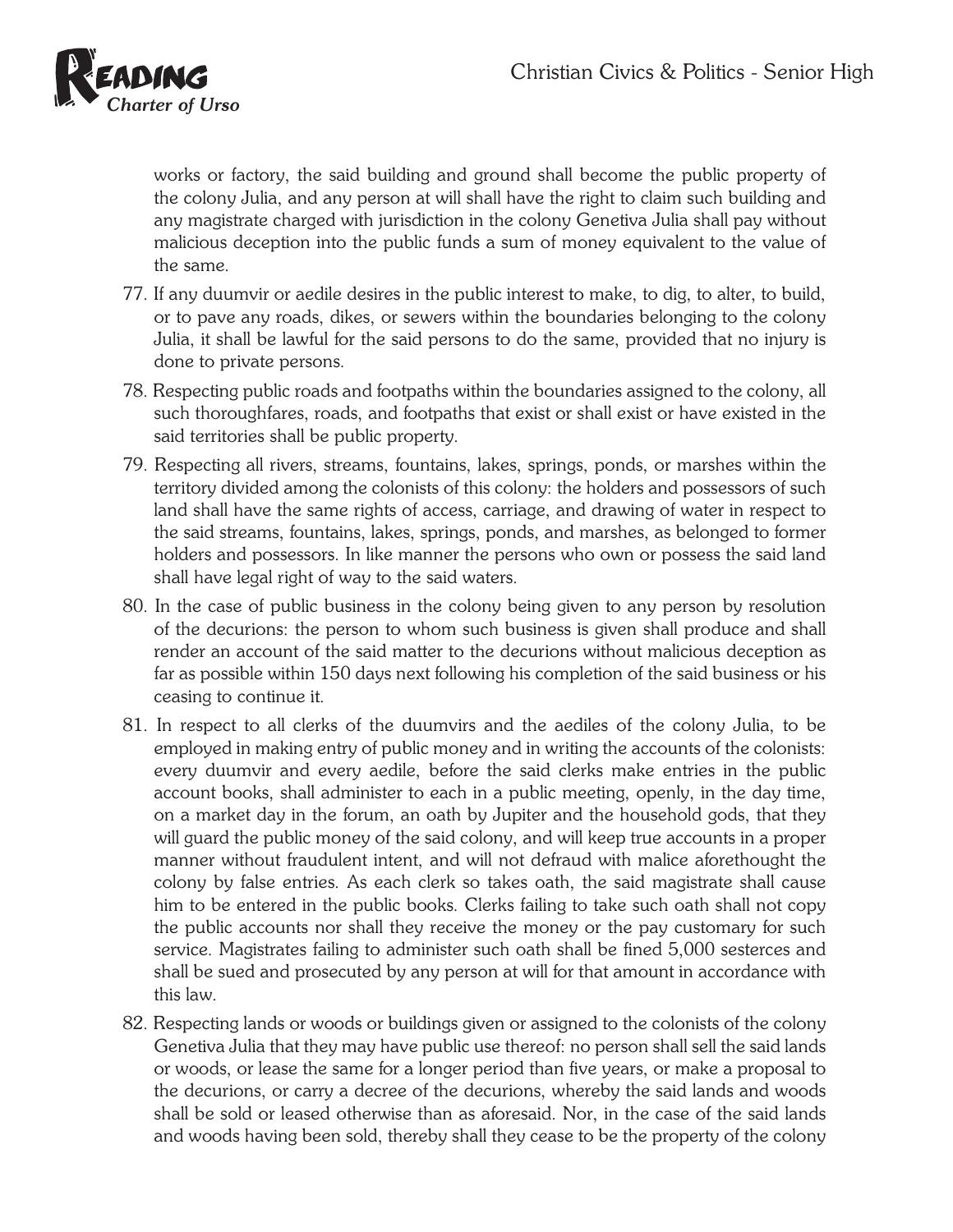works or factory, the said building and ground shall become the public property of the colony Julia, and any person at will shall have the right to claim such building and any magistrate charged with jurisdiction in the colony Genetiva Julia shall pay without malicious deception into the public funds a sum of money equivalent to the value of the same.

77. If any duumvir or aedile desires in the public interest to make, to dig, to alter, to build, or to pave any roads, dikes, or sewers within the boundaries belonging to the colony Julia, it shall be lawful for the said persons to do the same, provided that no injury is done to private persons.

78. Respecting public roads and footpaths within the boundaries assigned to the colony, all such thoroughfares, roads, and footpaths that exist or shall exist or have existed in the said territories shall be public property.

79. Respecting all rivers, streams, fountains, lakes, springs, ponds, or marshes within the territory divided among the colonists of this colony: the holders and possessors of such land shall have the same rights of access, carriage, and drawing of water in respect to the said streams, fountains, lakes, springs, ponds, and marshes, as belonged to former holders and possessors. In like manner the persons who own or possess the said land shall have legal right of way to the said waters.

80. In the case of public business in the colony being given to any person by resolution of the decurions: the person to whom such business is given shall produce and shall render an account of the said matter to the decurions without malicious deception as far as possible within 150 days next following his completion of the said business or his ceasing to continue it.

81. In respect to all clerks of the duumvirs and the aediles of the colony Julia, to be employed in making entry of public money and in writing the accounts of the colonists: every duumvir and every aedile, before the said clerks make entries in the public account books, shall administer to each in a public meeting, openly, in the day time, on a market day in the forum, an oath by Jupiter and the household gods, that they will guard the public money of the said colony, and will keep true accounts in a proper manner without fraudulent intent, and will not defraud with malice aforethought the colony by false entries. As each clerk so takes oath, the said magistrate shall cause him to be entered in the public books. Clerks failing to take such oath shall not copy the public accounts nor shall they receive the money or the pay customary for such service. Magistrates failing to administer such oath shall be fined 5,000 sesterces and shall be sued and prosecuted by any person at will for that amount in accordance with this law.

82. Respecting lands or woods or buildings given or assigned to the colonists of the colony Genetiva Julia that they may have public use thereof: no person shall sell the said lands or woods, or lease the same for a longer period than five years, or make a proposal to the decurions, or carry a decree of the decurions, whereby the said lands and woods shall be sold or leased otherwise than as aforesaid. Nor, in the case of the said lands and woods having been sold, thereby shall they cease to be the property of the colony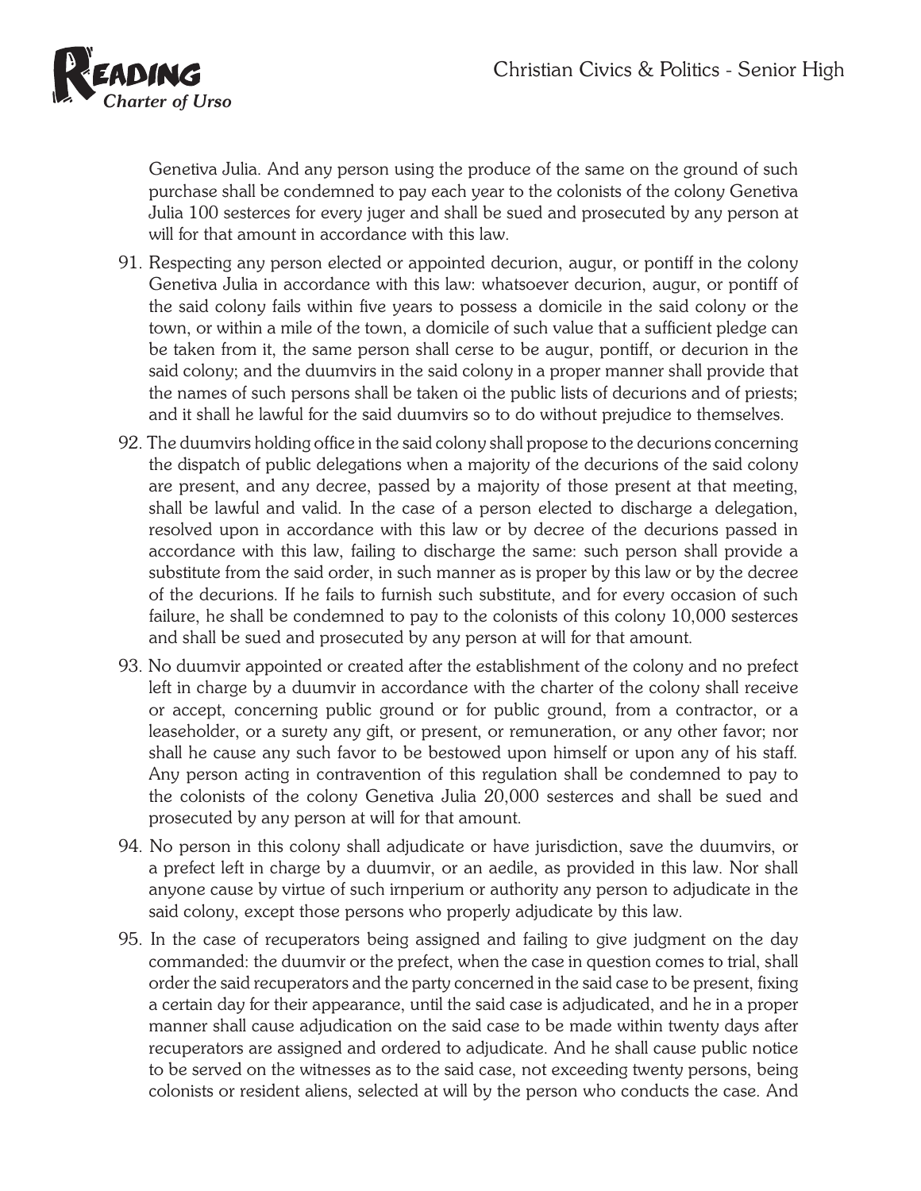Genetiva Julia. And any person using the produce of the same on the ground of such purchase shall be condemned to pay each year to the colonists of the colony Genetiva Julia 100 sesterces for every juger and shall be sued and prosecuted by any person at will for that amount in accordance with this law.

91. Respecting any person elected or appointed decurion, augur, or pontiff in the colony Genetiva Julia in accordance with this law: whatsoever decurion, augur, or pontiff of the said colony fails within five years to possess a domicile in the said colony or the town, or within a mile of the town, a domicile of such value that a sufficient pledge can be taken from it, the same person shall cerse to be augur, pontiff, or decurion in the said colony; and the duumvirs in the said colony in a proper manner shall provide that the names of such persons shall be taken oi the public lists of decurions and of priests; and it shall he lawful for the said duumvirs so to do without prejudice to themselves.

92. The duumvirs holding office in the said colony shall propose to the decurions concerning the dispatch of public delegations when a majority of the decurions of the said colony are present, and any decree, passed by a majority of those present at that meeting, shall be lawful and valid. In the case of a person elected to discharge a delegation, resolved upon in accordance with this law or by decree of the decurions passed in accordance with this law, failing to discharge the same: such person shall provide a substitute from the said order, in such manner as is proper by this law or by the decree of the decurions. If he fails to furnish such substitute, and for every occasion of such failure, he shall be condemned to pay to the colonists of this colony 10,000 sesterces and shall be sued and prosecuted by any person at will for that amount.

93. No duumvir appointed or created after the establishment of the colony and no prefect left in charge by a duumvir in accordance with the charter of the colony shall receive or accept, concerning public ground or for public ground, from a contractor, or a leaseholder, or a surety any gift, or present, or remuneration, or any other favor; nor shall he cause any such favor to be bestowed upon himself or upon any of his staff. Any person acting in contravention of this regulation shall be condemned to pay to the colonists of the colony Genetiva Julia 20,000 sesterces and shall be sued and prosecuted by any person at will for that amount.

94. No person in this colony shall adjudicate or have jurisdiction, save the duumvirs, or a prefect left in charge by a duumvir, or an aedile, as provided in this law. Nor shall anyone cause by virtue of such irnperium or authority any person to adjudicate in the said colony, except those persons who properly adjudicate by this law.

95. In the case of recuperators being assigned and failing to give judgment on the day commanded: the duumvir or the prefect, when the case in question comes to trial, shall order the said recuperators and the party concerned in the said case to be present, fixing a certain day for their appearance, until the said case is adjudicated, and he in a proper manner shall cause adjudication on the said case to be made within twenty days after recuperators are assigned and ordered to adjudicate. And he shall cause public notice to be served on the witnesses as to the said case, not exceeding twenty persons, being colonists or resident aliens, selected at will by the person who conducts the case. And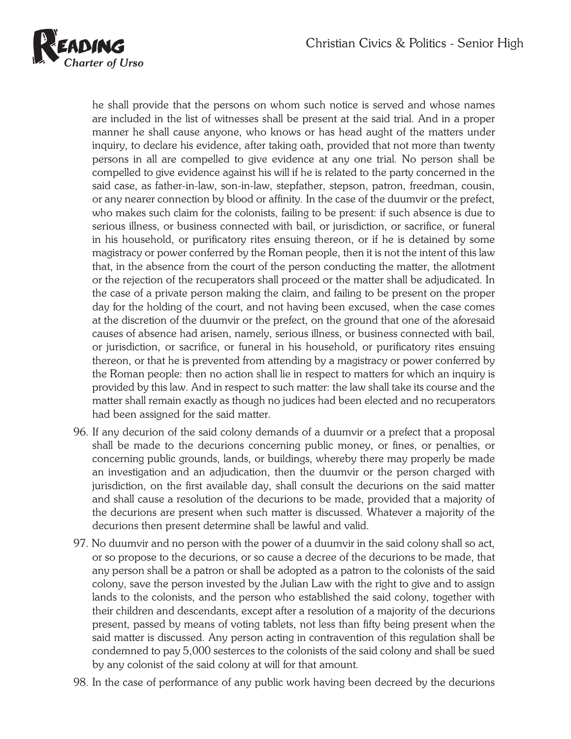he shall provide that the persons on whom such notice is served and whose names are included in the list of witnesses shall be present at the said trial. And in a proper manner he shall cause anyone, who knows or has head aught of the matters under inquiry, to declare his evidence, after taking oath, provided that not more than twenty persons in all are compelled to give evidence at any one trial. No person shall be compelled to give evidence against his will if he is related to the party concerned in the said case, as father-in-law, son-in-law, stepfather, stepson, patron, freedman, cousin, or any nearer connection by blood or affinity. In the case of the duumvir or the prefect, who makes such claim for the colonists, failing to be present: if such absence is due to serious illness, or business connected with bail, or jurisdiction, or sacrifice, or funeral in his household, or purificatory rites ensuing thereon, or if he is detained by some magistracy or power conferred by the Roman people, then it is not the intent of this law that, in the absence from the court of the person conducting the matter, the allotment or the rejection of the recuperators shall proceed or the matter shall be adjudicated. In the case of a private person making the claim, and failing to be present on the proper day for the holding of the court, and not having been excused, when the case comes at the discretion of the duumvir or the prefect, on the ground that one of the aforesaid causes of absence had arisen, namely, serious illness, or business connected with bail, or jurisdiction, or sacrifice, or funeral in his household, or purificatory rites ensuing thereon, or that he is prevented from attending by a magistracy or power conferred by the Roman people: then no action shall lie in respect to matters for which an inquiry is provided by this law. And in respect to such matter: the law shall take its course and the matter shall remain exactly as though no judices had been elected and no recuperators had been assigned for the said matter.

96. If any decurion of the said colony demands of a duumvir or a prefect that a proposal shall be made to the decurions concerning public money, or fines, or penalties, or concerning public grounds, lands, or buildings, whereby there may properly be made an investigation and an adjudication, then the duumvir or the person charged with jurisdiction, on the first available day, shall consult the decurions on the said matter and shall cause a resolution of the decurions to be made, provided that a majority of the decurions are present when such matter is discussed. Whatever a majority of the decurions then present determine shall be lawful and valid.

97. No duumvir and no person with the power of a duumvir in the said colony shall so act, or so propose to the decurions, or so cause a decree of the decurions to be made, that any person shall be a patron or shall be adopted as a patron to the colonists of the said colony, save the person invested by the Julian Law with the right to give and to assign lands to the colonists, and the person who established the said colony, together with their children and descendants, except after a resolution of a majority of the decurions present, passed by means of voting tablets, not less than fifty being present when the said matter is discussed. Any person acting in contravention of this regulation shall be condemned to pay 5,000 sesterces to the colonists of the said colony and shall be sued by any colonist of the said colony at will for that amount.

98. In the case of performance of any public work having been decreed by the decurions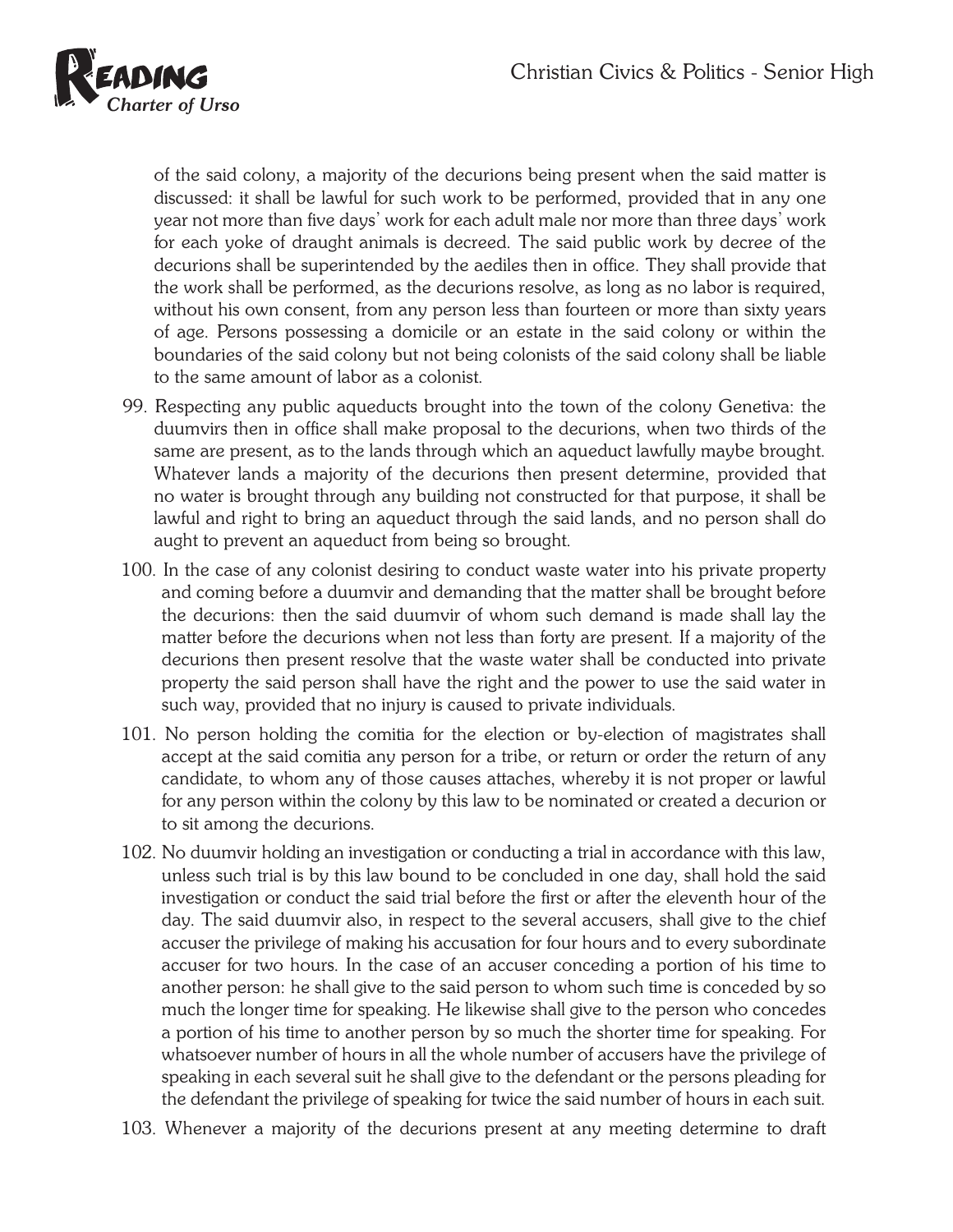of the said colony, a majority of the decurions being present when the said matter is discussed: it shall be lawful for such work to be performed, provided that in any one year not more than five days' work for each adult male nor more than three days' work for each yoke of draught animals is decreed. The said public work by decree of the decurions shall be superintended by the aediles then in office. They shall provide that the work shall be performed, as the decurions resolve, as long as no labor is required, without his own consent, from any person less than fourteen or more than sixty years of age. Persons possessing a domicile or an estate in the said colony or within the boundaries of the said colony but not being colonists of the said colony shall be liable to the same amount of labor as a colonist.

99. Respecting any public aqueducts brought into the town of the colony Genetiva: the duumvirs then in office shall make proposal to the decurions, when two thirds of the same are present, as to the lands through which an aqueduct lawfully maybe brought. Whatever lands a majority of the decurions then present determine, provided that no water is brought through any building not constructed for that purpose, it shall be lawful and right to bring an aqueduct through the said lands, and no person shall do aught to prevent an aqueduct from being so brought.

100. In the case of any colonist desiring to conduct waste water into his private property and coming before a duumvir and demanding that the matter shall be brought before the decurions: then the said duumvir of whom such demand is made shall lay the matter before the decurions when not less than forty are present. If a majority of the decurions then present resolve that the waste water shall be conducted into private property the said person shall have the right and the power to use the said water in such way, provided that no injury is caused to private individuals.

101. No person holding the comitia for the election or by-election of magistrates shall accept at the said comitia any person for a tribe, or return or order the return of any candidate, to whom any of those causes attaches, whereby it is not proper or lawful for any person within the colony by this law to be nominated or created a decurion or to sit among the decurions.

102. No duumvir holding an investigation or conducting a trial in accordance with this law, unless such trial is by this law bound to be concluded in one day, shall hold the said investigation or conduct the said trial before the first or after the eleventh hour of the day. The said duumvir also, in respect to the several accusers, shall give to the chief accuser the privilege of making his accusation for four hours and to every subordinate accuser for two hours. In the case of an accuser conceding a portion of his time to another person: he shall give to the said person to whom such time is conceded by so much the longer time for speaking. He likewise shall give to the person who concedes a portion of his time to another person by so much the shorter time for speaking. For whatsoever number of hours in all the whole number of accusers have the privilege of speaking in each several suit he shall give to the defendant or the persons pleading for the defendant the privilege of speaking for twice the said number of hours in each suit.

103. Whenever a majority of the decurions present at any meeting determine to draft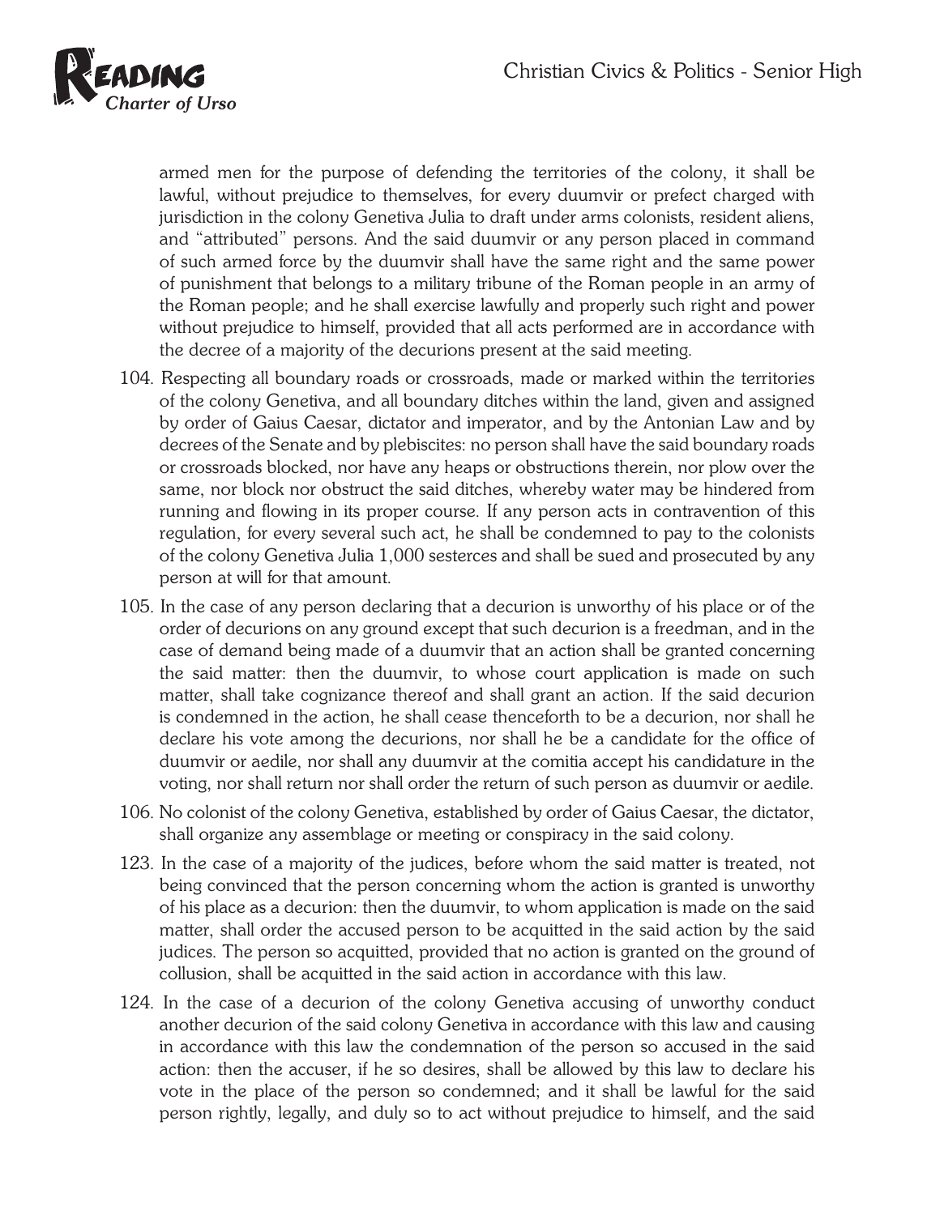armed men for the purpose of defending the territories of the colony, it shall be lawful, without prejudice to themselves, for every duumvir or prefect charged with jurisdiction in the colony Genetiva Julia to draft under arms colonists, resident aliens, and "attributed" persons. And the said duumvir or any person placed in command of such armed force by the duumvir shall have the same right and the same power of punishment that belongs to a military tribune of the Roman people in an army of the Roman people; and he shall exercise lawfully and properly such right and power without prejudice to himself, provided that all acts performed are in accordance with the decree of a majority of the decurions present at the said meeting.

104. Respecting all boundary roads or crossroads, made or marked within the territories of the colony Genetiva, and all boundary ditches within the land, given and assigned by order of Gaius Caesar, dictator and imperator, and by the Antonian Law and by decrees of the Senate and by plebiscites: no person shall have the said boundary roads or crossroads blocked, nor have any heaps or obstructions therein, nor plow over the same, nor block nor obstruct the said ditches, whereby water may be hindered from running and flowing in its proper course. If any person acts in contravention of this regulation, for every several such act, he shall be condemned to pay to the colonists of the colony Genetiva Julia 1,000 sesterces and shall be sued and prosecuted by any person at will for that amount.

105. In the case of any person declaring that a decurion is unworthy of his place or of the order of decurions on any ground except that such decurion is a freedman, and in the case of demand being made of a duumvir that an action shall be granted concerning the said matter: then the duumvir, to whose court application is made on such matter, shall take cognizance thereof and shall grant an action. If the said decurion is condemned in the action, he shall cease thenceforth to be a decurion, nor shall he declare his vote among the decurions, nor shall he be a candidate for the office of duumvir or aedile, nor shall any duumvir at the comitia accept his candidature in the voting, nor shall return nor shall order the return of such person as duumvir or aedile.

106. No colonist of the colony Genetiva, established by order of Gaius Caesar, the dictator, shall organize any assemblage or meeting or conspiracy in the said colony.

123. In the case of a majority of the judices, before whom the said matter is treated, not being convinced that the person concerning whom the action is granted is unworthy of his place as a decurion: then the duumvir, to whom application is made on the said matter, shall order the accused person to be acquitted in the said action by the said judices. The person so acquitted, provided that no action is granted on the ground of collusion, shall be acquitted in the said action in accordance with this law.

124. In the case of a decurion of the colony Genetiva accusing of unworthy conduct another decurion of the said colony Genetiva in accordance with this law and causing in accordance with this law the condemnation of the person so accused in the said action: then the accuser, if he so desires, shall be allowed by this law to declare his vote in the place of the person so condemned; and it shall be lawful for the said person rightly, legally, and duly so to act without prejudice to himself, and the said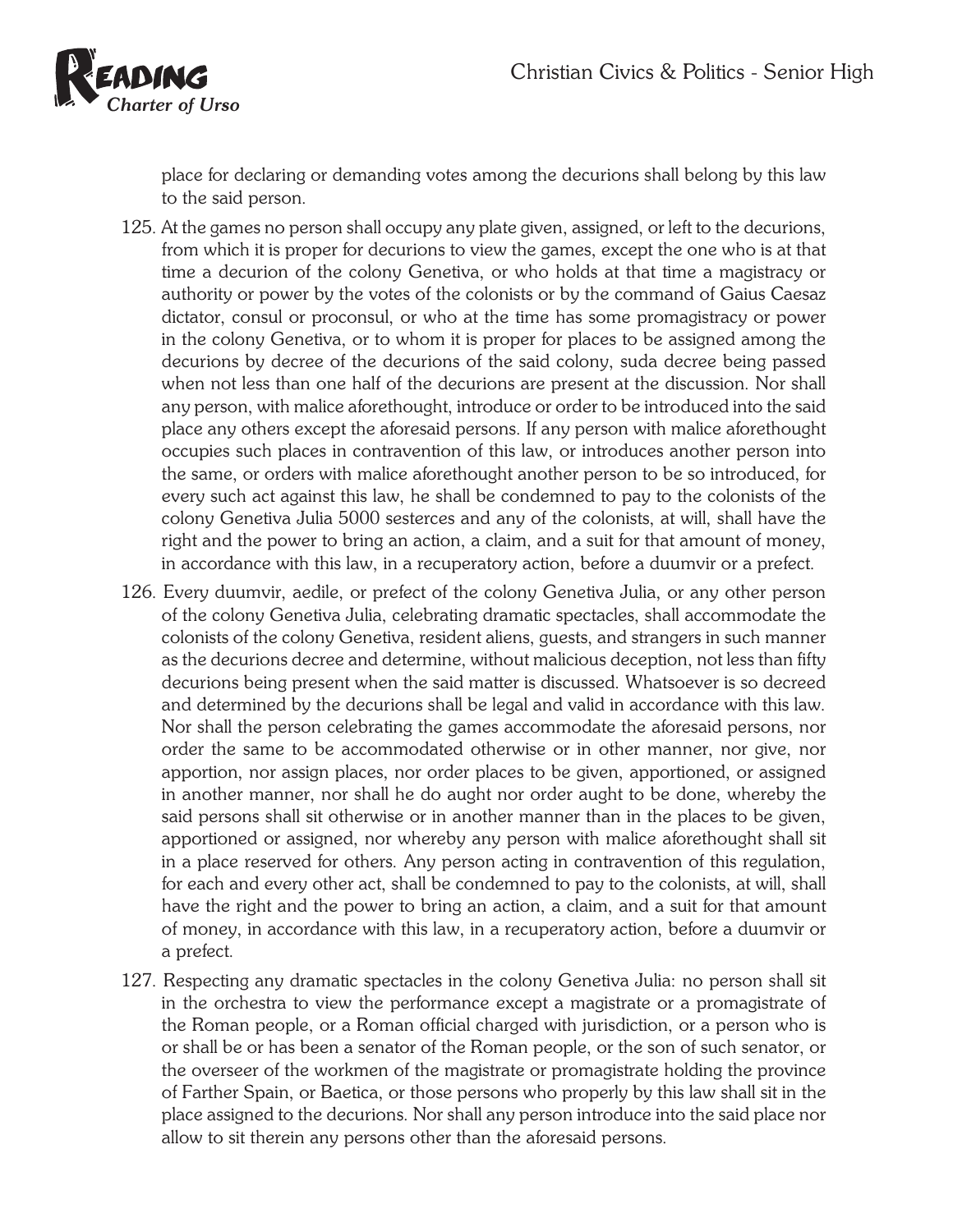place for declaring or demanding votes among the decurions shall belong by this law to the said person.

125. At the games no person shall occupy any plate given, assigned, or left to the decurions, from which it is proper for decurions to view the games, except the one who is at that time a decurion of the colony Genetiva, or who holds at that time a magistracy or authority or power by the votes of the colonists or by the command of Gaius Caesaz dictator, consul or proconsul, or who at the time has some promagistracy or power in the colony Genetiva, or to whom it is proper for places to be assigned among the decurions by decree of the decurions of the said colony, suda decree being passed when not less than one half of the decurions are present at the discussion. Nor shall any person, with malice aforethought, introduce or order to be introduced into the said place any others except the aforesaid persons. If any person with malice aforethought occupies such places in contravention of this law, or introduces another person into the same, or orders with malice aforethought another person to be so introduced, for every such act against this law, he shall be condemned to pay to the colonists of the colony Genetiva Julia 5000 sesterces and any of the colonists, at will, shall have the right and the power to bring an action, a claim, and a suit for that amount of money, in accordance with this law, in a recuperatory action, before a duumvir or a prefect.

126. Every duumvir, aedile, or prefect of the colony Genetiva Julia, or any other person of the colony Genetiva Julia, celebrating dramatic spectacles, shall accommodate the colonists of the colony Genetiva, resident aliens, guests, and strangers in such manner as the decurions decree and determine, without malicious deception, not less than fifty decurions being present when the said matter is discussed. Whatsoever is so decreed and determined by the decurions shall be legal and valid in accordance with this law. Nor shall the person celebrating the games accommodate the aforesaid persons, nor order the same to be accommodated otherwise or in other manner, nor give, nor apportion, nor assign places, nor order places to be given, apportioned, or assigned in another manner, nor shall he do aught nor order aught to be done, whereby the said persons shall sit otherwise or in another manner than in the places to be given, apportioned or assigned, nor whereby any person with malice aforethought shall sit in a place reserved for others. Any person acting in contravention of this regulation, for each and every other act, shall be condemned to pay to the colonists, at will, shall have the right and the power to bring an action, a claim, and a suit for that amount of money, in accordance with this law, in a recuperatory action, before a duumvir or a prefect.

127. Respecting any dramatic spectacles in the colony Genetiva Julia: no person shall sit in the orchestra to view the performance except a magistrate or a promagistrate of the Roman people, or a Roman official charged with jurisdiction, or a person who is or shall be or has been a senator of the Roman people, or the son of such senator, or the overseer of the workmen of the magistrate or promagistrate holding the province of Farther Spain, or Baetica, or those persons who properly by this law shall sit in the place assigned to the decurions. Nor shall any person introduce into the said place nor allow to sit therein any persons other than the aforesaid persons.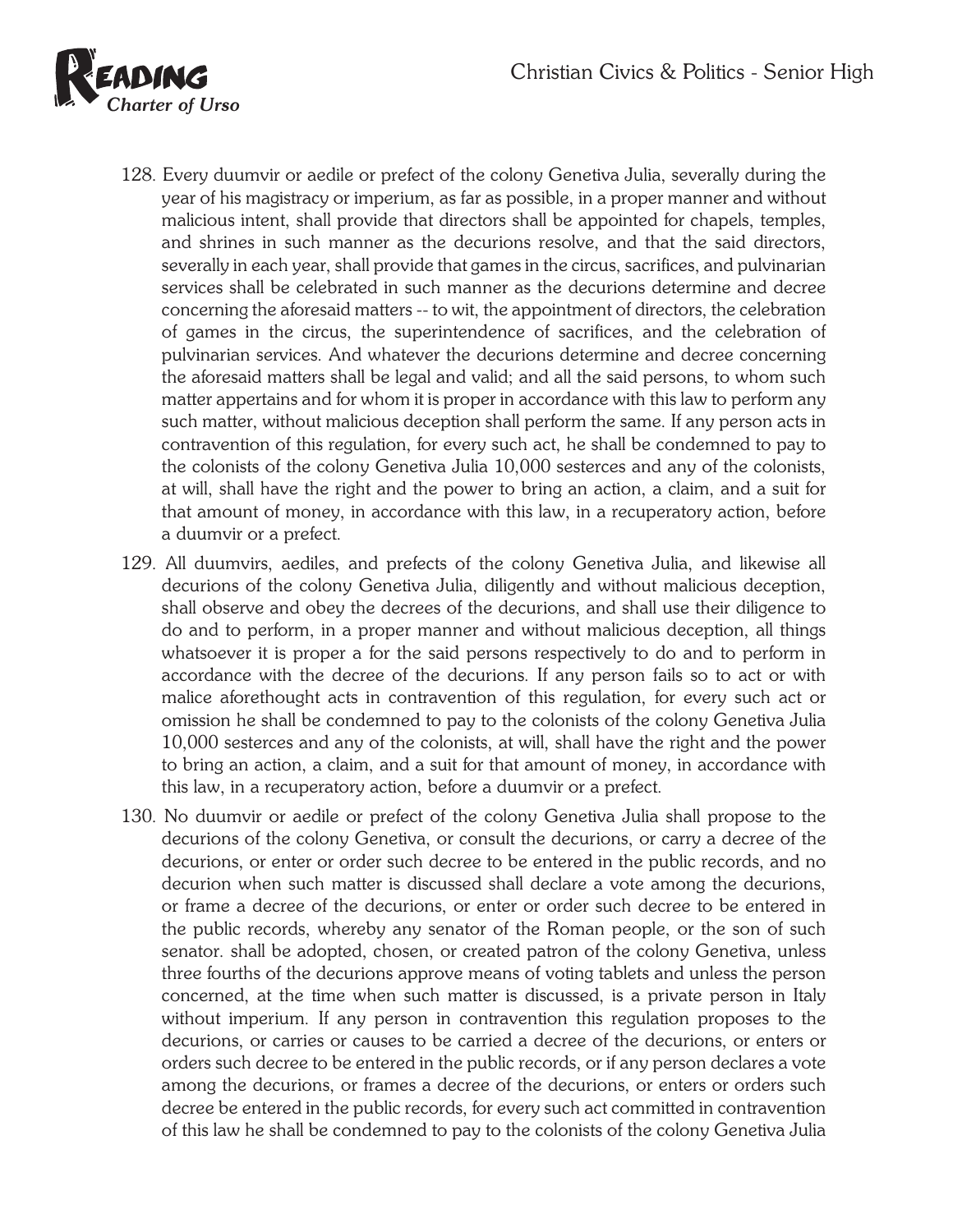128. Every duumvir or aedile or prefect of the colony Genetiva Julia, severally during the year of his magistracy or imperium, as far as possible, in a proper manner and without malicious intent, shall provide that directors shall be appointed for chapels, temples, and shrines in such manner as the decurions resolve, and that the said directors, severally in each year, shall provide that games in the circus, sacrifices, and pulvinarian services shall be celebrated in such manner as the decurions determine and decree concerning the aforesaid matters -- to wit, the appointment of directors, the celebration of games in the circus, the superintendence of sacrifices, and the celebration of pulvinarian services. And whatever the decurions determine and decree concerning the aforesaid matters shall be legal and valid; and all the said persons, to whom such matter appertains and for whom it is proper in accordance with this law to perform any such matter, without malicious deception shall perform the same. If any person acts in contravention of this regulation, for every such act, he shall be condemned to pay to the colonists of the colony Genetiva Julia 10,000 sesterces and any of the colonists, at will, shall have the right and the power to bring an action, a claim, and a suit for that amount of money, in accordance with this law, in a recuperatory action, before a duumvir or a prefect.

129. All duumvirs, aediles, and prefects of the colony Genetiva Julia, and likewise all decurions of the colony Genetiva Julia, diligently and without malicious deception, shall observe and obey the decrees of the decurions, and shall use their diligence to do and to perform, in a proper manner and without malicious deception, all things whatsoever it is proper a for the said persons respectively to do and to perform in accordance with the decree of the decurions. If any person fails so to act or with malice aforethought acts in contravention of this regulation, for every such act or omission he shall be condemned to pay to the colonists of the colony Genetiva Julia 10,000 sesterces and any of the colonists, at will, shall have the right and the power to bring an action, a claim, and a suit for that amount of money, in accordance with this law, in a recuperatory action, before a duumvir or a prefect.

130. No duumvir or aedile or prefect of the colony Genetiva Julia shall propose to the decurions of the colony Genetiva, or consult the decurions, or carry a decree of the decurions, or enter or order such decree to be entered in the public records, and no decurion when such matter is discussed shall declare a vote among the decurions, or frame a decree of the decurions, or enter or order such decree to be entered in the public records, whereby any senator of the Roman people, or the son of such senator. shall be adopted, chosen, or created patron of the colony Genetiva, unless three fourths of the decurions approve means of voting tablets and unless the person concerned, at the time when such matter is discussed, is a private person in Italy without imperium. If any person in contravention this regulation proposes to the decurions, or carries or causes to be carried a decree of the decurions, or enters or orders such decree to be entered in the public records, or if any person declares a vote among the decurions, or frames a decree of the decurions, or enters or orders such decree be entered in the public records, for every such act committed in contravention of this law he shall be condemned to pay to the colonists of the colony Genetiva Julia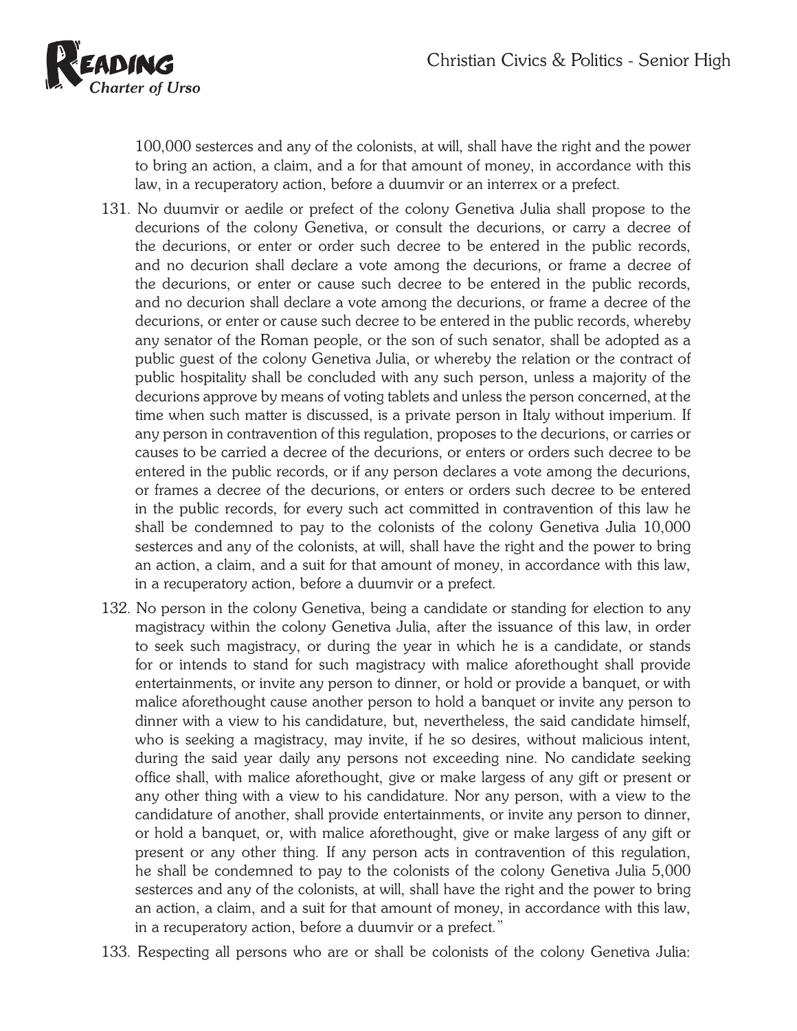100,000 sesterces and any of the colonists, at will, shall have the right and the power to bring an action, a claim, and a for that amount of money, in accordance with this law, in a recuperatory action, before a duumvir or an interrex or a prefect.

131. No duumvir or aedile or prefect of the colony Genetiva Julia shall propose to the decurions of the colony Genetiva, or consult the decurions, or carry a decree of the decurions, or enter or order such decree to be entered in the public records, and no decurion shall declare a vote among the decurions, or frame a decree of the decurions, or enter or cause such decree to be entered in the public records, and no decurion shall declare a vote among the decurions, or frame a decree of the decurions, or enter or cause such decree to be entered in the public records, whereby any senator of the Roman people, or the son of such senator, shall be adopted as a public guest of the colony Genetiva Julia, or whereby the relation or the contract of public hospitality shall be concluded with any such person, unless a majority of the decurions approve by means of voting tablets and unless the person concerned, at the time when such matter is discussed, is a private person in Italy without imperium. If any person in contravention of this regulation, proposes to the decurions, or carries or causes to be carried a decree of the decurions, or enters or orders such decree to be entered in the public records, or if any person declares a vote among the decurions, or frames a decree of the decurions, or enters or orders such decree to be entered in the public records, for every such act committed in contravention of this law he shall be condemned to pay to the colonists of the colony Genetiva Julia 10,000 sesterces and any of the colonists, at will, shall have the right and the power to bring an action, a claim, and a suit for that amount of money, in accordance with this law, in a recuperatory action, before a duumvir or a prefect.

132. No person in the colony Genetiva, being a candidate or standing for election to any magistracy within the colony Genetiva Julia, after the issuance of this law, in order to seek such magistracy, or during the year in which he is a candidate, or stands for or intends to stand for such magistracy with malice aforethought shall provide entertainments, or invite any person to dinner, or hold or provide a banquet, or with malice aforethought cause another person to hold a banquet or invite any person to dinner with a view to his candidature, but, nevertheless, the said candidate himself, who is seeking a magistracy, may invite, if he so desires, without malicious intent, during the said year daily any persons not exceeding nine. No candidate seeking office shall, with malice aforethought, give or make largess of any gift or present or any other thing with a view to his candidature. Nor any person, with a view to the candidature of another, shall provide entertainments, or invite any person to dinner, or hold a banquet, or, with malice aforethought, give or make largess of any gift or present or any other thing. If any person acts in contravention of this regulation, he shall be condemned to pay to the colonists of the colony Genetiva Julia 5,000 sesterces and any of the colonists, at will, shall have the right and the power to bring an action, a claim, and a suit for that amount of money, in accordance with this law, in a recuperatory action, before a duumvir or a prefect."

133. Respecting all persons who are or shall be colonists of the colony Genetiva Julia: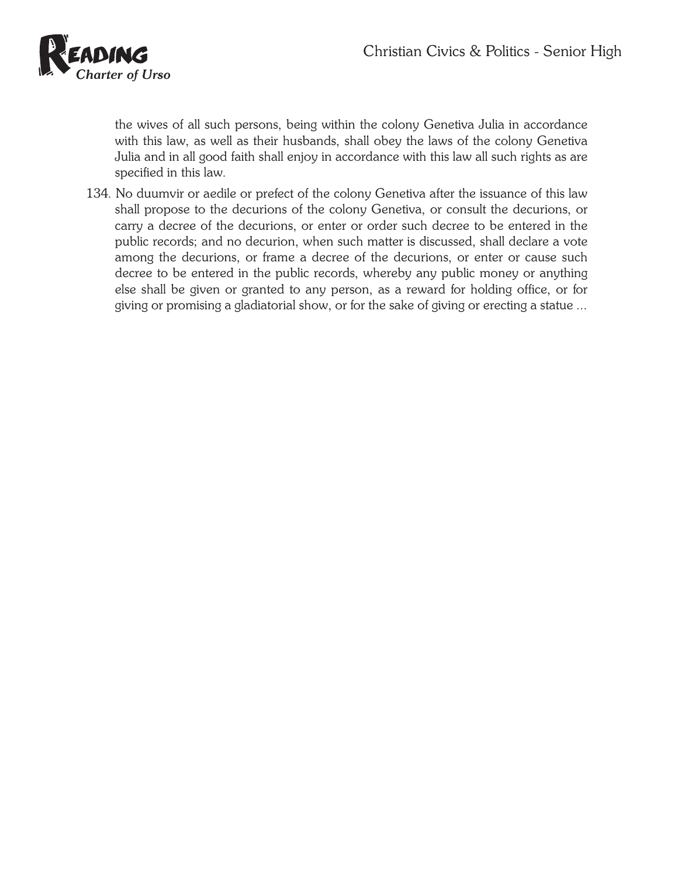the wives of all such persons, being within the colony Genetiva Julia in accordance with this law, as well as their husbands, shall obey the laws of the colony Genetiva Julia and in all good faith shall enjoy in accordance with this law all such rights as are specified in this law.

134. No duumvir or aedile or prefect of the colony Genetiva after the issuance of this law shall propose to the decurions of the colony Genetiva, or consult the decurions, or carry a decree of the decurions, or enter or order such decree to be entered in the public records; and no decurion, when such matter is discussed, shall declare a vote among the decurions, or frame a decree of the decurions, or enter or cause such decree to be entered in the public records, whereby any public money or anything else shall be given or granted to any person, as a reward for holding office, or for giving or promising a gladiatorial show, or for the sake of giving or erecting a statue ...